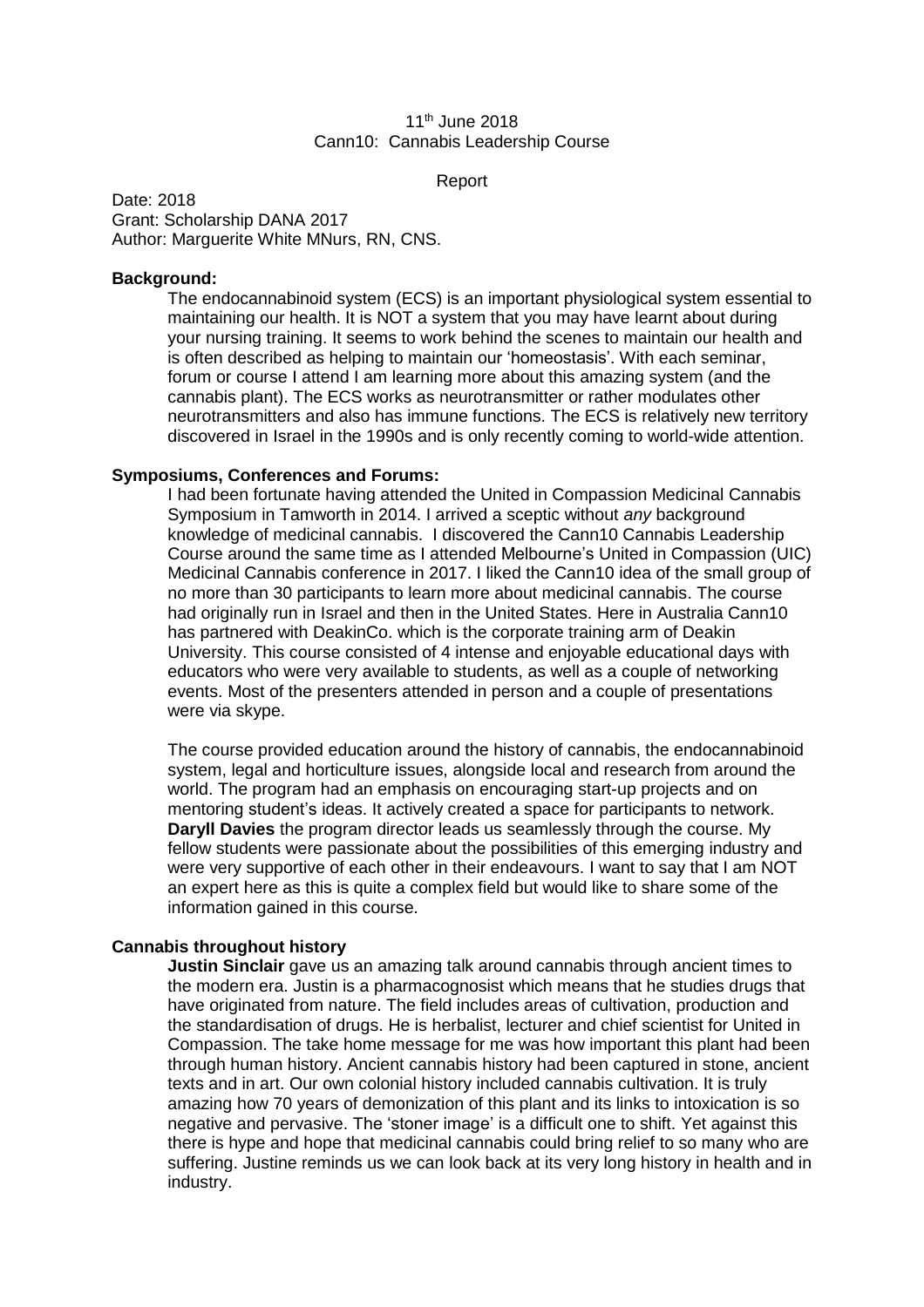11th June 2018
Cann10: Cannabis Leadership Course

Report

Date: 2018
Grant: Scholarship DANA 2017
Author: Marguerite White MNurs, RN, CNS.

**Background:**

The endocannabinoid system (ECS) is an important physiological system essential to maintaining our health. It is NOT a system that you may have learnt about during your nursing training. It seems to work behind the scenes to maintain our health and is often described as helping to maintain our 'homeostasis'. With each seminar, forum or course I attend I am learning more about this amazing system (and the cannabis plant). The ECS works as neurotransmitter or rather modulates other neurotransmitters and also has immune functions. The ECS is relatively new territory discovered in Israel in the 1990s and is only recently coming to world-wide attention.

**Symposiums, Conferences and Forums:**

I had been fortunate having attended the United in Compassion Medicinal Cannabis Symposium in Tamworth in 2014. I arrived a sceptic without *any* background knowledge of medicinal cannabis. I discovered the Cann10 Cannabis Leadership Course around the same time as I attended Melbourne's United in Compassion (UIC) Medicinal Cannabis conference in 2017. I liked the Cann10 idea of the small group of no more than 30 participants to learn more about medicinal cannabis. The course had originally run in Israel and then in the United States. Here in Australia Cann10 has partnered with DeakinCo. which is the corporate training arm of Deakin University. This course consisted of 4 intense and enjoyable educational days with educators who were very available to students, as well as a couple of networking events. Most of the presenters attended in person and a couple of presentations were via skype.

The course provided education around the history of cannabis, the endocannabinoid system, legal and horticulture issues, alongside local and research from around the world. The program had an emphasis on encouraging start-up projects and on mentoring student's ideas. It actively created a space for participants to network. **Daryll Davies** the program director leads us seamlessly through the course. My fellow students were passionate about the possibilities of this emerging industry and were very supportive of each other in their endeavours. I want to say that I am NOT an expert here as this is quite a complex field but would like to share some of the information gained in this course.

**Cannabis throughout history**

**Justin Sinclair** gave us an amazing talk around cannabis through ancient times to the modern era. Justin is a pharmacognosist which means that he studies drugs that have originated from nature. The field includes areas of cultivation, production and the standardisation of drugs. He is herbalist, lecturer and chief scientist for United in Compassion. The take home message for me was how important this plant had been through human history. Ancient cannabis history had been captured in stone, ancient texts and in art. Our own colonial history included cannabis cultivation. It is truly amazing how 70 years of demonization of this plant and its links to intoxication is so negative and pervasive. The 'stoner image' is a difficult one to shift. Yet against this there is hype and hope that medicinal cannabis could bring relief to so many who are suffering. Justine reminds us we can look back at its very long history in health and in industry.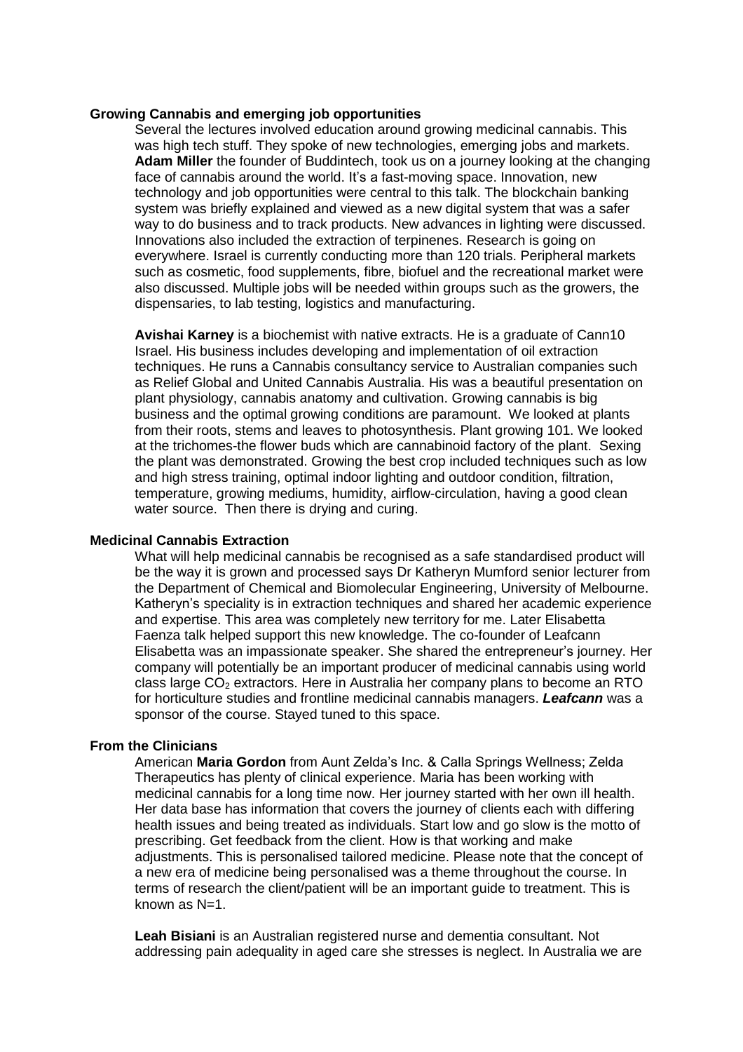**Growing Cannabis and emerging job opportunities**

Several the lectures involved education around growing medicinal cannabis. This was high tech stuff. They spoke of new technologies, emerging jobs and markets. **Adam Miller** the founder of Buddintech, took us on a journey looking at the changing face of cannabis around the world. It's a fast-moving space. Innovation, new technology and job opportunities were central to this talk. The blockchain banking system was briefly explained and viewed as a new digital system that was a safer way to do business and to track products. New advances in lighting were discussed. Innovations also included the extraction of terpinenes. Research is going on everywhere. Israel is currently conducting more than 120 trials. Peripheral markets such as cosmetic, food supplements, fibre, biofuel and the recreational market were also discussed. Multiple jobs will be needed within groups such as the growers, the dispensaries, to lab testing, logistics and manufacturing.

**Avishai Karney** is a biochemist with native extracts. He is a graduate of Cann10 Israel. His business includes developing and implementation of oil extraction techniques. He runs a Cannabis consultancy service to Australian companies such as Relief Global and United Cannabis Australia. His was a beautiful presentation on plant physiology, cannabis anatomy and cultivation. Growing cannabis is big business and the optimal growing conditions are paramount. We looked at plants from their roots, stems and leaves to photosynthesis. Plant growing 101. We looked at the trichomes-the flower buds which are cannabinoid factory of the plant. Sexing the plant was demonstrated. Growing the best crop included techniques such as low and high stress training, optimal indoor lighting and outdoor condition, filtration, temperature, growing mediums, humidity, airflow-circulation, having a good clean water source. Then there is drying and curing.

**Medicinal Cannabis Extraction**

What will help medicinal cannabis be recognised as a safe standardised product will be the way it is grown and processed says Dr Katheryn Mumford senior lecturer from the Department of Chemical and Biomolecular Engineering, University of Melbourne. Katheryn's speciality is in extraction techniques and shared her academic experience and expertise. This area was completely new territory for me. Later Elisabetta Faenza talk helped support this new knowledge. The co-founder of Leafcann Elisabetta was an impassionate speaker. She shared the entrepreneur's journey. Her company will potentially be an important producer of medicinal cannabis using world class large $CO_2$ extractors. Here in Australia her company plans to become an RTO for horticulture studies and frontline medicinal cannabis managers. ***Leafcann*** was a sponsor of the course. Stayed tuned to this space.

**From the Clinicians**

American **Maria Gordon** from Aunt Zelda's Inc. & Calla Springs Wellness; Zelda Therapeutics has plenty of clinical experience. Maria has been working with medicinal cannabis for a long time now. Her journey started with her own ill health. Her data base has information that covers the journey of clients each with differing health issues and being treated as individuals. Start low and go slow is the motto of prescribing. Get feedback from the client. How is that working and make adjustments. This is personalised tailored medicine. Please note that the concept of a new era of medicine being personalised was a theme throughout the course. In terms of research the client/patient will be an important guide to treatment. This is known as N=1.

**Leah Bisiani** is an Australian registered nurse and dementia consultant. Not addressing pain adequality in aged care she stresses is neglect. In Australia we are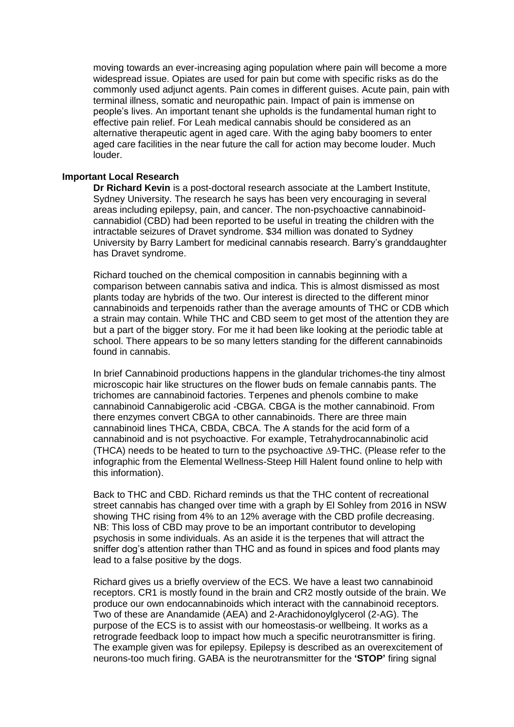moving towards an ever-increasing aging population where pain will become a more widespread issue. Opiates are used for pain but come with specific risks as do the commonly used adjunct agents. Pain comes in different guises. Acute pain, pain with terminal illness, somatic and neuropathic pain. Impact of pain is immense on people's lives. An important tenant she upholds is the fundamental human right to effective pain relief. For Leah medical cannabis should be considered as an alternative therapeutic agent in aged care. With the aging baby boomers to enter aged care facilities in the near future the call for action may become louder. Much louder.

**Important Local Research**

**Dr Richard Kevin** is a post-doctoral research associate at the Lambert Institute, Sydney University. The research he says has been very encouraging in several areas including epilepsy, pain, and cancer. The non-psychoactive cannabinoid-cannabidiol (CBD) had been reported to be useful in treating the children with the intractable seizures of Dravet syndrome. $34 million was donated to Sydney University by Barry Lambert for medicinal cannabis research. Barry's granddaughter has Dravet syndrome.

Richard touched on the chemical composition in cannabis beginning with a comparison between cannabis sativa and indica. This is almost dismissed as most plants today are hybrids of the two. Our interest is directed to the different minor cannabinoids and terpenoids rather than the average amounts of THC or CDB which a strain may contain. While THC and CBD seem to get most of the attention they are but a part of the bigger story. For me it had been like looking at the periodic table at school. There appears to be so many letters standing for the different cannabinoids found in cannabis.

In brief Cannabinoid productions happens in the glandular trichomes-the tiny almost microscopic hair like structures on the flower buds on female cannabis pants. The trichomes are cannabinoid factories. Terpenes and phenols combine to make cannabinoid Cannabigerolic acid -CBGA. CBGA is the mother cannabinoid. From there enzymes convert CBGA to other cannabinoids. There are three main cannabinoid lines THCA, CBDA, CBCA. The A stands for the acid form of a cannabinoid and is not psychoactive. For example, Tetrahydrocannabinolic acid (THCA) needs to be heated to turn to the psychoactive ∆9-THC. (Please refer to the infographic from the Elemental Wellness-Steep Hill Halent found online to help with this information).

Back to THC and CBD. Richard reminds us that the THC content of recreational street cannabis has changed over time with a graph by El Sohley from 2016 in NSW showing THC rising from 4% to an 12% average with the CBD profile decreasing. NB: This loss of CBD may prove to be an important contributor to developing psychosis in some individuals. As an aside it is the terpenes that will attract the sniffer dog's attention rather than THC and as found in spices and food plants may lead to a false positive by the dogs.

Richard gives us a briefly overview of the ECS. We have a least two cannabinoid receptors. CR1 is mostly found in the brain and CR2 mostly outside of the brain. We produce our own endocannabinoids which interact with the cannabinoid receptors. Two of these are Anandamide (AEA) and 2-Arachidonoylglycerol (2-AG). The purpose of the ECS is to assist with our homeostasis-or wellbeing. It works as a retrograde feedback loop to impact how much a specific neurotransmitter is firing. The example given was for epilepsy. Epilepsy is described as an overexcitement of neurons-too much firing. GABA is the neurotransmitter for the **'STOP'** firing signal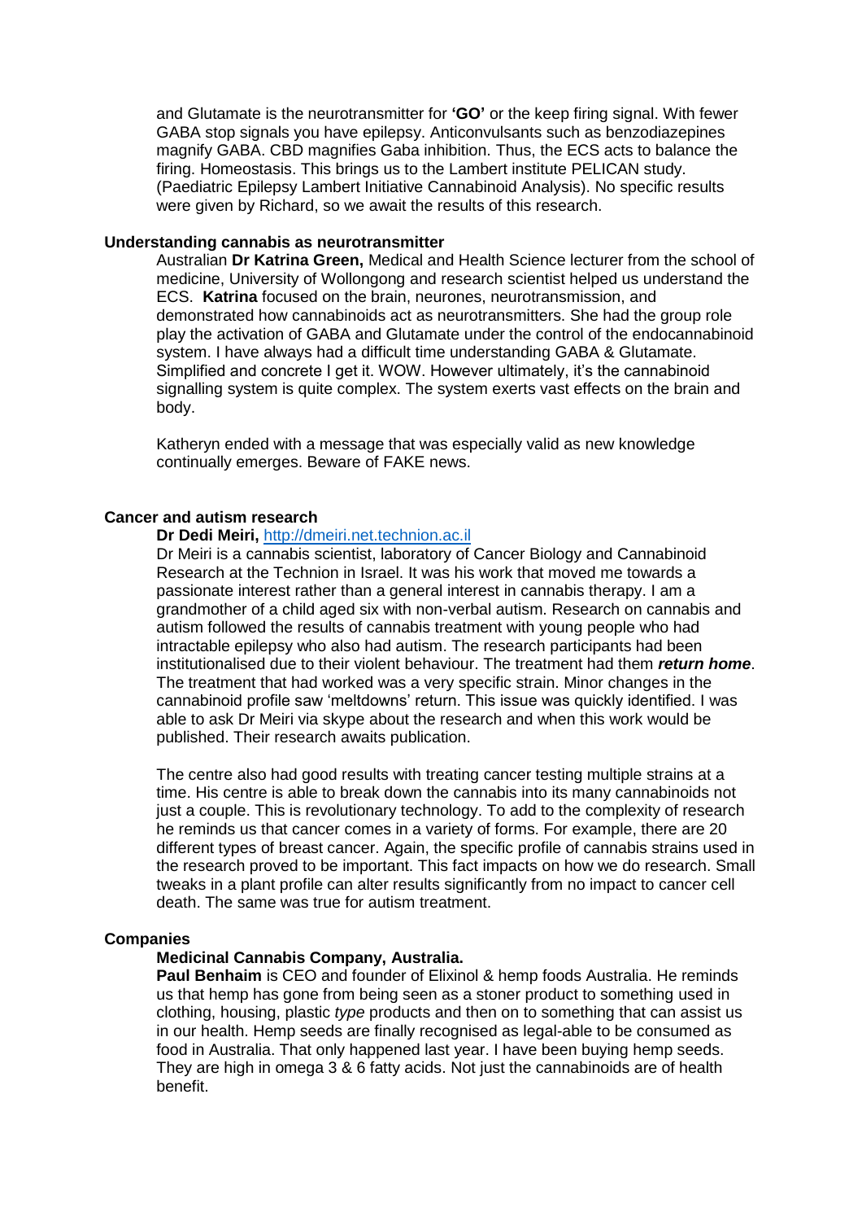and Glutamate is the neurotransmitter for **'GO'** or the keep firing signal. With fewer GABA stop signals you have epilepsy. Anticonvulsants such as benzodiazepines magnify GABA. CBD magnifies Gaba inhibition. Thus, the ECS acts to balance the firing. Homeostasis. This brings us to the Lambert institute PELICAN study. (Paediatric Epilepsy Lambert Initiative Cannabinoid Analysis). No specific results were given by Richard, so we await the results of this research.

**Understanding cannabis as neurotransmitter**

Australian **Dr Katrina Green,** Medical and Health Science lecturer from the school of medicine, University of Wollongong and research scientist helped us understand the ECS. **Katrina** focused on the brain, neurones, neurotransmission, and demonstrated how cannabinoids act as neurotransmitters. She had the group role play the activation of GABA and Glutamate under the control of the endocannabinoid system. I have always had a difficult time understanding GABA & Glutamate. Simplified and concrete I get it. WOW. However ultimately, it's the cannabinoid signalling system is quite complex. The system exerts vast effects on the brain and body.

Katheryn ended with a message that was especially valid as new knowledge continually emerges. Beware of FAKE news.

**Cancer and autism research**

**Dr Dedi Meiri,** [http://dmeiri.net.technion.ac.il](http://dmeiri.net.technion.ac.il)

Dr Meiri is a cannabis scientist, laboratory of Cancer Biology and Cannabinoid Research at the Technion in Israel. It was his work that moved me towards a passionate interest rather than a general interest in cannabis therapy. I am a grandmother of a child aged six with non-verbal autism. Research on cannabis and autism followed the results of cannabis treatment with young people who had intractable epilepsy who also had autism. The research participants had been institutionalised due to their violent behaviour. The treatment had them ***return home***. The treatment that had worked was a very specific strain. Minor changes in the cannabinoid profile saw 'meltdowns' return. This issue was quickly identified. I was able to ask Dr Meiri via skype about the research and when this work would be published. Their research awaits publication.

The centre also had good results with treating cancer testing multiple strains at a time. His centre is able to break down the cannabis into its many cannabinoids not just a couple. This is revolutionary technology. To add to the complexity of research he reminds us that cancer comes in a variety of forms. For example, there are 20 different types of breast cancer. Again, the specific profile of cannabis strains used in the research proved to be important. This fact impacts on how we do research. Small tweaks in a plant profile can alter results significantly from no impact to cancer cell death. The same was true for autism treatment.

**Companies**

**Medicinal Cannabis Company, Australia.**

**Paul Benhaim** is CEO and founder of Elixinol & hemp foods Australia. He reminds us that hemp has gone from being seen as a stoner product to something used in clothing, housing, plastic *type* products and then on to something that can assist us in our health. Hemp seeds are finally recognised as legal-able to be consumed as food in Australia. That only happened last year. I have been buying hemp seeds. They are high in omega 3 & 6 fatty acids. Not just the cannabinoids are of health benefit.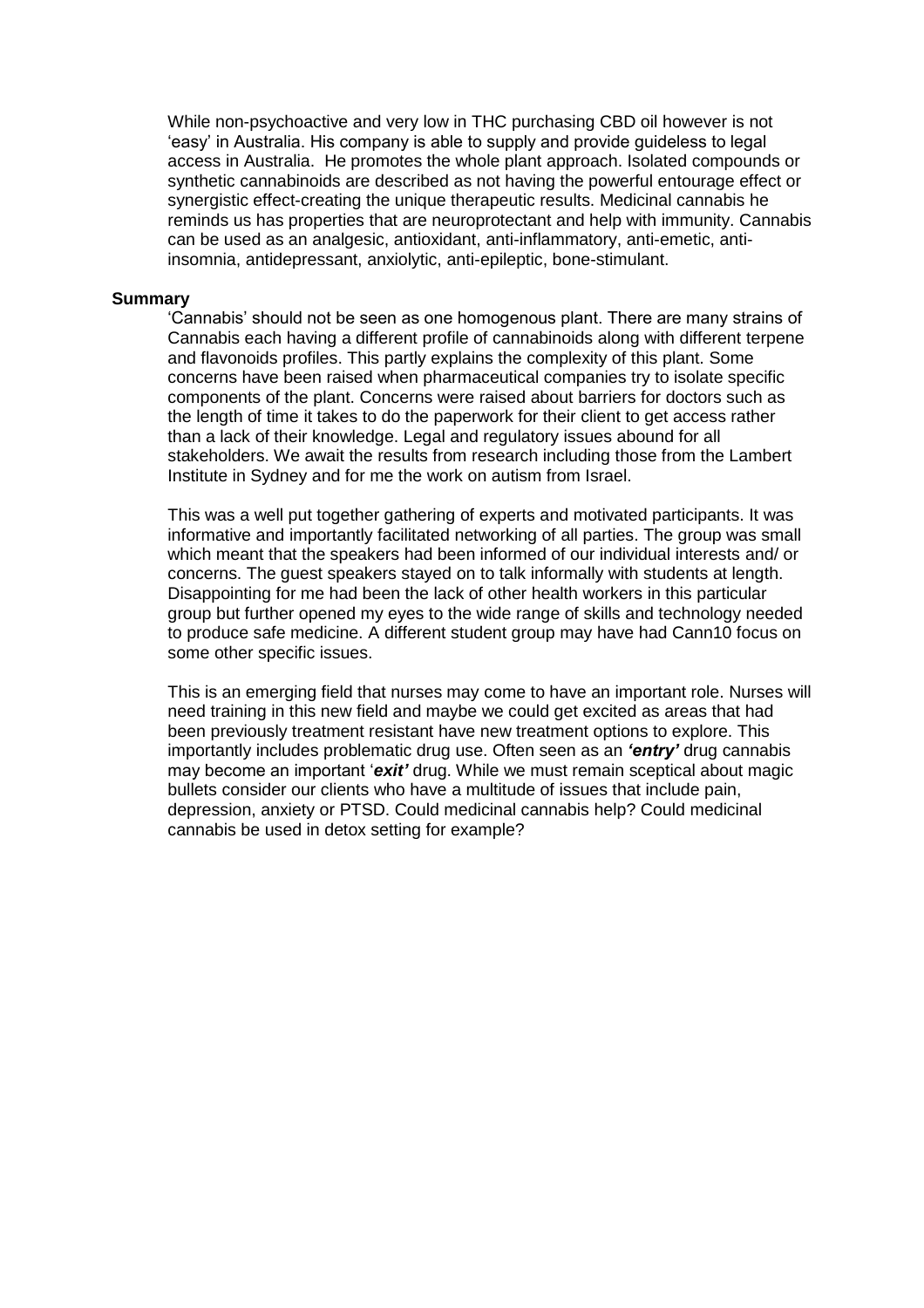While non-psychoactive and very low in THC purchasing CBD oil however is not 'easy' in Australia. His company is able to supply and provide guideless to legal access in Australia. He promotes the whole plant approach. Isolated compounds or synthetic cannabinoids are described as not having the powerful entourage effect or synergistic effect-creating the unique therapeutic results. Medicinal cannabis he reminds us has properties that are neuroprotectant and help with immunity. Cannabis can be used as an analgesic, antioxidant, anti-inflammatory, anti-emetic, anti-insomnia, antidepressant, anxiolytic, anti-epileptic, bone-stimulant.

**Summary**

'Cannabis' should not be seen as one homogenous plant. There are many strains of Cannabis each having a different profile of cannabinoids along with different terpene and flavonoids profiles. This partly explains the complexity of this plant. Some concerns have been raised when pharmaceutical companies try to isolate specific components of the plant. Concerns were raised about barriers for doctors such as the length of time it takes to do the paperwork for their client to get access rather than a lack of their knowledge. Legal and regulatory issues abound for all stakeholders. We await the results from research including those from the Lambert Institute in Sydney and for me the work on autism from Israel.

This was a well put together gathering of experts and motivated participants. It was informative and importantly facilitated networking of all parties. The group was small which meant that the speakers had been informed of our individual interests and/ or concerns. The guest speakers stayed on to talk informally with students at length. Disappointing for me had been the lack of other health workers in this particular group but further opened my eyes to the wide range of skills and technology needed to produce safe medicine. A different student group may have had Cann10 focus on some other specific issues.

This is an emerging field that nurses may come to have an important role. Nurses will need training in this new field and maybe we could get excited as areas that had been previously treatment resistant have new treatment options to explore. This importantly includes problematic drug use. Often seen as an ***'entry'*** drug cannabis may become an important '***exit'*** drug. While we must remain sceptical about magic bullets consider our clients who have a multitude of issues that include pain, depression, anxiety or PTSD. Could medicinal cannabis help? Could medicinal cannabis be used in detox setting for example?